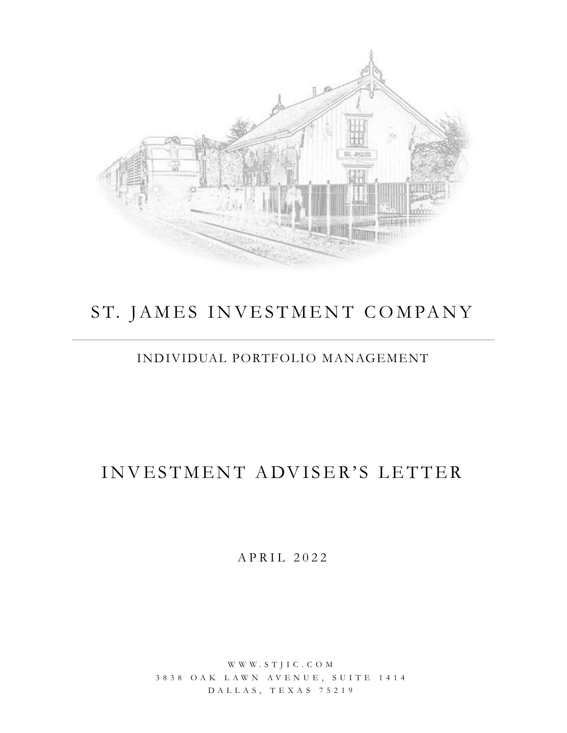# ST. JAMES INVESTMENT COMPANY

INDIVIDUAL PORTFOLIO MANAGEMENT

# INVESTMENT ADVISER'S LETTER

APRIL 2022

WWW.STJIC.COM
3838 OAK LAWN AVENUE, SUITE 1414
DALLAS, TEXAS 75219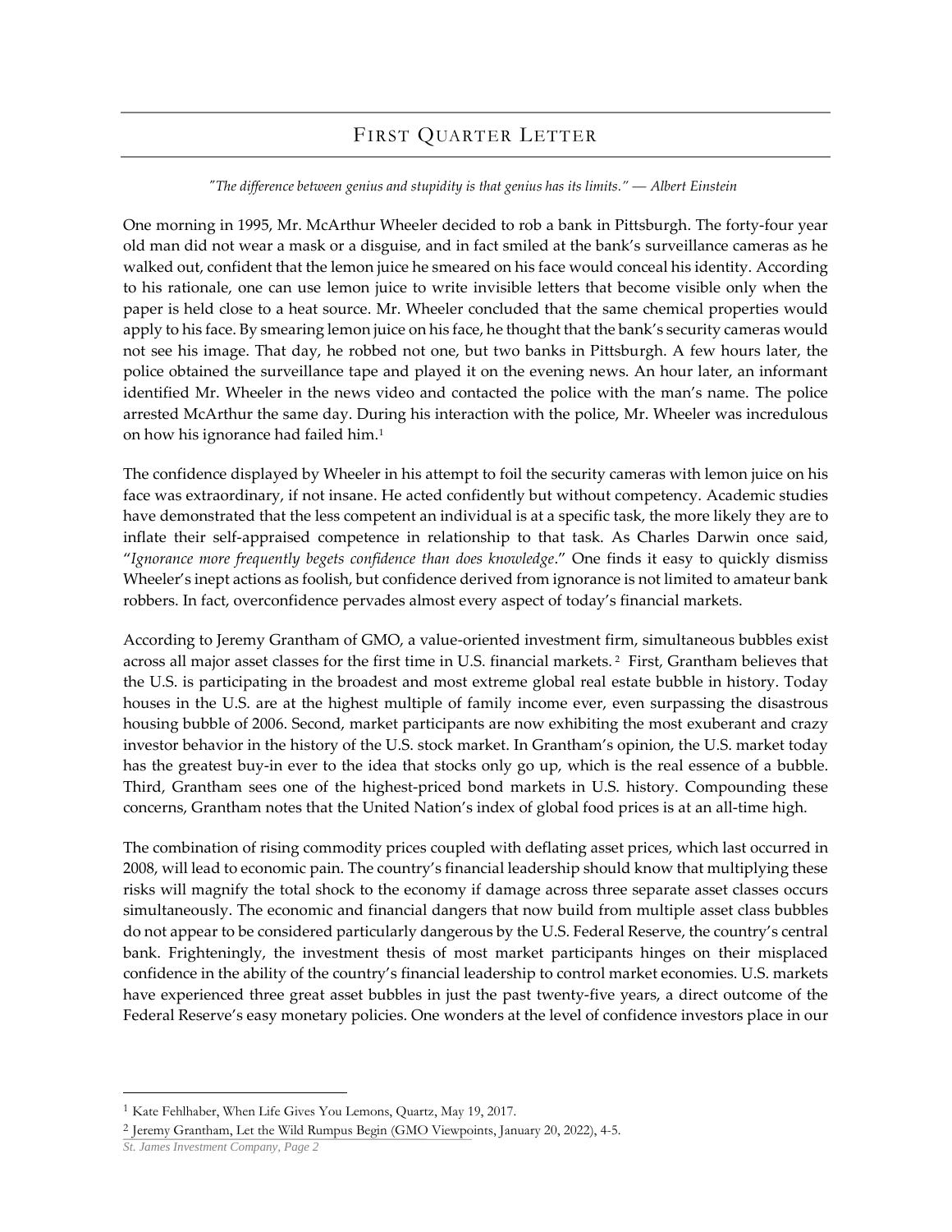# First Quarter Letter

*"The difference between genius and stupidity is that genius has its limits." — Albert Einstein*

One morning in 1995, Mr. McArthur Wheeler decided to rob a bank in Pittsburgh. The forty-four year old man did not wear a mask or a disguise, and in fact smiled at the bank's surveillance cameras as he walked out, confident that the lemon juice he smeared on his face would conceal his identity. According to his rationale, one can use lemon juice to write invisible letters that become visible only when the paper is held close to a heat source. Mr. Wheeler concluded that the same chemical properties would apply to his face. By smearing lemon juice on his face, he thought that the bank's security cameras would not see his image. That day, he robbed not one, but two banks in Pittsburgh. A few hours later, the police obtained the surveillance tape and played it on the evening news. An hour later, an informant identified Mr. Wheeler in the news video and contacted the police with the man's name. The police arrested McArthur the same day. During his interaction with the police, Mr. Wheeler was incredulous on how his ignorance had failed him.[1]

The confidence displayed by Wheeler in his attempt to foil the security cameras with lemon juice on his face was extraordinary, if not insane. He acted confidently but without competency. Academic studies have demonstrated that the less competent an individual is at a specific task, the more likely they are to inflate their self-appraised competence in relationship to that task. As Charles Darwin once said, "*Ignorance more frequently begets confidence than does knowledge*." One finds it easy to quickly dismiss Wheeler's inept actions as foolish, but confidence derived from ignorance is not limited to amateur bank robbers. In fact, overconfidence pervades almost every aspect of today's financial markets.

According to Jeremy Grantham of GMO, a value-oriented investment firm, simultaneous bubbles exist across all major asset classes for the first time in U.S. financial markets.[2] First, Grantham believes that the U.S. is participating in the broadest and most extreme global real estate bubble in history. Today houses in the U.S. are at the highest multiple of family income ever, even surpassing the disastrous housing bubble of 2006. Second, market participants are now exhibiting the most exuberant and crazy investor behavior in the history of the U.S. stock market. In Grantham's opinion, the U.S. market today has the greatest buy-in ever to the idea that stocks only go up, which is the real essence of a bubble. Third, Grantham sees one of the highest-priced bond markets in U.S. history. Compounding these concerns, Grantham notes that the United Nation's index of global food prices is at an all-time high.

The combination of rising commodity prices coupled with deflating asset prices, which last occurred in 2008, will lead to economic pain. The country's financial leadership should know that multiplying these risks will magnify the total shock to the economy if damage across three separate asset classes occurs simultaneously. The economic and financial dangers that now build from multiple asset class bubbles do not appear to be considered particularly dangerous by the U.S. Federal Reserve, the country's central bank. Frighteningly, the investment thesis of most market participants hinges on their misplaced confidence in the ability of the country's financial leadership to control market economies. U.S. markets have experienced three great asset bubbles in just the past twenty-five years, a direct outcome of the Federal Reserve's easy monetary policies. One wonders at the level of confidence investors place in our

---

[1] Kate Fehlhaber, When Life Gives You Lemons, Quartz, May 19, 2017.

[2] Jeremy Grantham, Let the Wild Rumpus Begin (GMO Viewpoints, January 20, 2022), 4-5.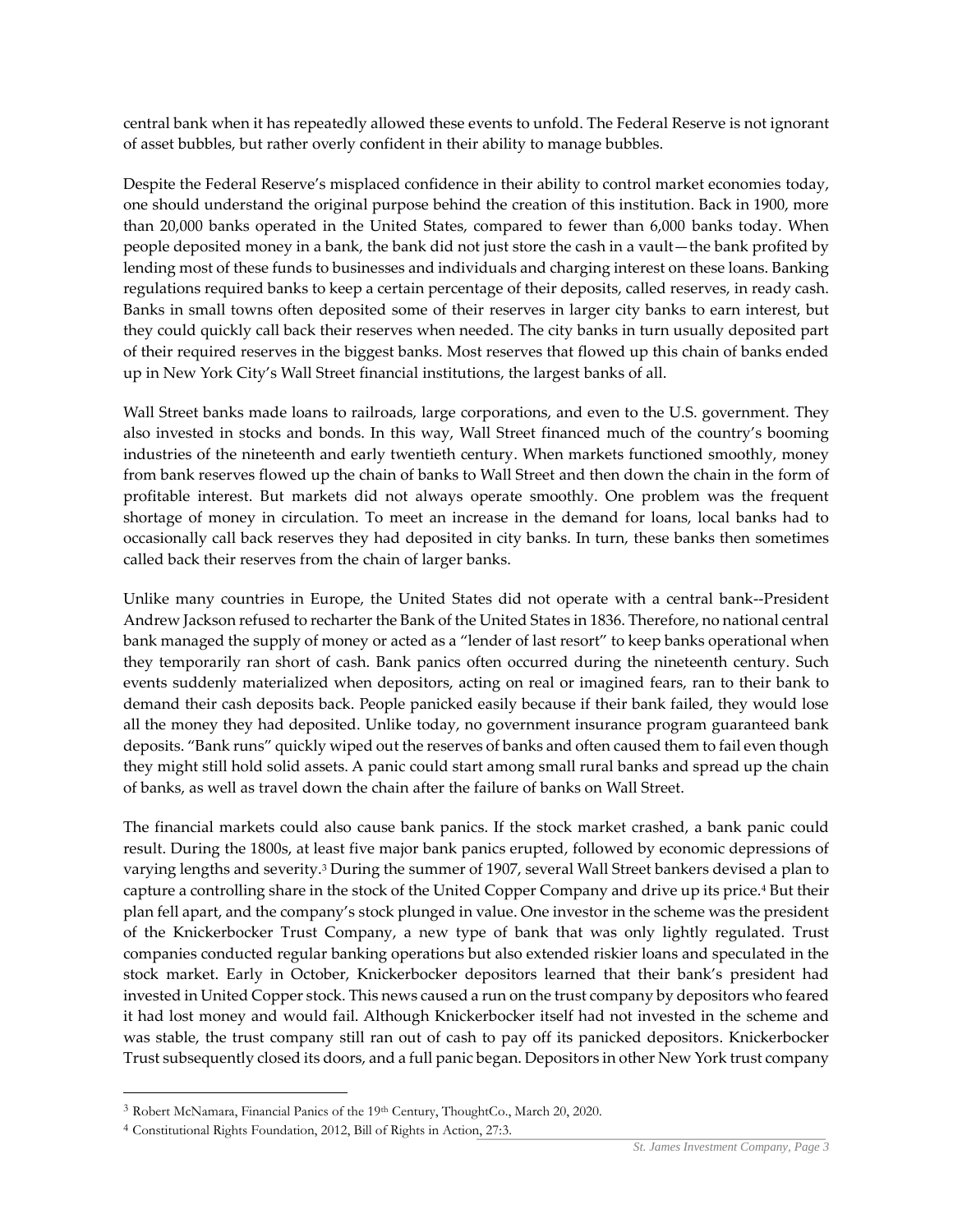central bank when it has repeatedly allowed these events to unfold. The Federal Reserve is not ignorant of asset bubbles, but rather overly confident in their ability to manage bubbles.

Despite the Federal Reserve's misplaced confidence in their ability to control market economies today, one should understand the original purpose behind the creation of this institution. Back in 1900, more than 20,000 banks operated in the United States, compared to fewer than 6,000 banks today. When people deposited money in a bank, the bank did not just store the cash in a vault—the bank profited by lending most of these funds to businesses and individuals and charging interest on these loans. Banking regulations required banks to keep a certain percentage of their deposits, called reserves, in ready cash. Banks in small towns often deposited some of their reserves in larger city banks to earn interest, but they could quickly call back their reserves when needed. The city banks in turn usually deposited part of their required reserves in the biggest banks. Most reserves that flowed up this chain of banks ended up in New York City's Wall Street financial institutions, the largest banks of all.

Wall Street banks made loans to railroads, large corporations, and even to the U.S. government. They also invested in stocks and bonds. In this way, Wall Street financed much of the country's booming industries of the nineteenth and early twentieth century. When markets functioned smoothly, money from bank reserves flowed up the chain of banks to Wall Street and then down the chain in the form of profitable interest. But markets did not always operate smoothly. One problem was the frequent shortage of money in circulation. To meet an increase in the demand for loans, local banks had to occasionally call back reserves they had deposited in city banks. In turn, these banks then sometimes called back their reserves from the chain of larger banks.

Unlike many countries in Europe, the United States did not operate with a central bank--President Andrew Jackson refused to recharter the Bank of the United States in 1836. Therefore, no national central bank managed the supply of money or acted as a "lender of last resort" to keep banks operational when they temporarily ran short of cash. Bank panics often occurred during the nineteenth century. Such events suddenly materialized when depositors, acting on real or imagined fears, ran to their bank to demand their cash deposits back. People panicked easily because if their bank failed, they would lose all the money they had deposited. Unlike today, no government insurance program guaranteed bank deposits. "Bank runs" quickly wiped out the reserves of banks and often caused them to fail even though they might still hold solid assets. A panic could start among small rural banks and spread up the chain of banks, as well as travel down the chain after the failure of banks on Wall Street.

The financial markets could also cause bank panics. If the stock market crashed, a bank panic could result. During the 1800s, at least five major bank panics erupted, followed by economic depressions of varying lengths and severity.[3] During the summer of 1907, several Wall Street bankers devised a plan to capture a controlling share in the stock of the United Copper Company and drive up its price.[4] But their plan fell apart, and the company's stock plunged in value. One investor in the scheme was the president of the Knickerbocker Trust Company, a new type of bank that was only lightly regulated. Trust companies conducted regular banking operations but also extended riskier loans and speculated in the stock market. Early in October, Knickerbocker depositors learned that their bank's president had invested in United Copper stock. This news caused a run on the trust company by depositors who feared it had lost money and would fail. Although Knickerbocker itself had not invested in the scheme and was stable, the trust company still ran out of cash to pay off its panicked depositors. Knickerbocker Trust subsequently closed its doors, and a full panic began. Depositors in other New York trust company

---

[3] Robert McNamara, Financial Panics of the 19th Century, ThoughtCo., March 20, 2020.

[4] Constitutional Rights Foundation, 2012, Bill of Rights in Action, 27:3.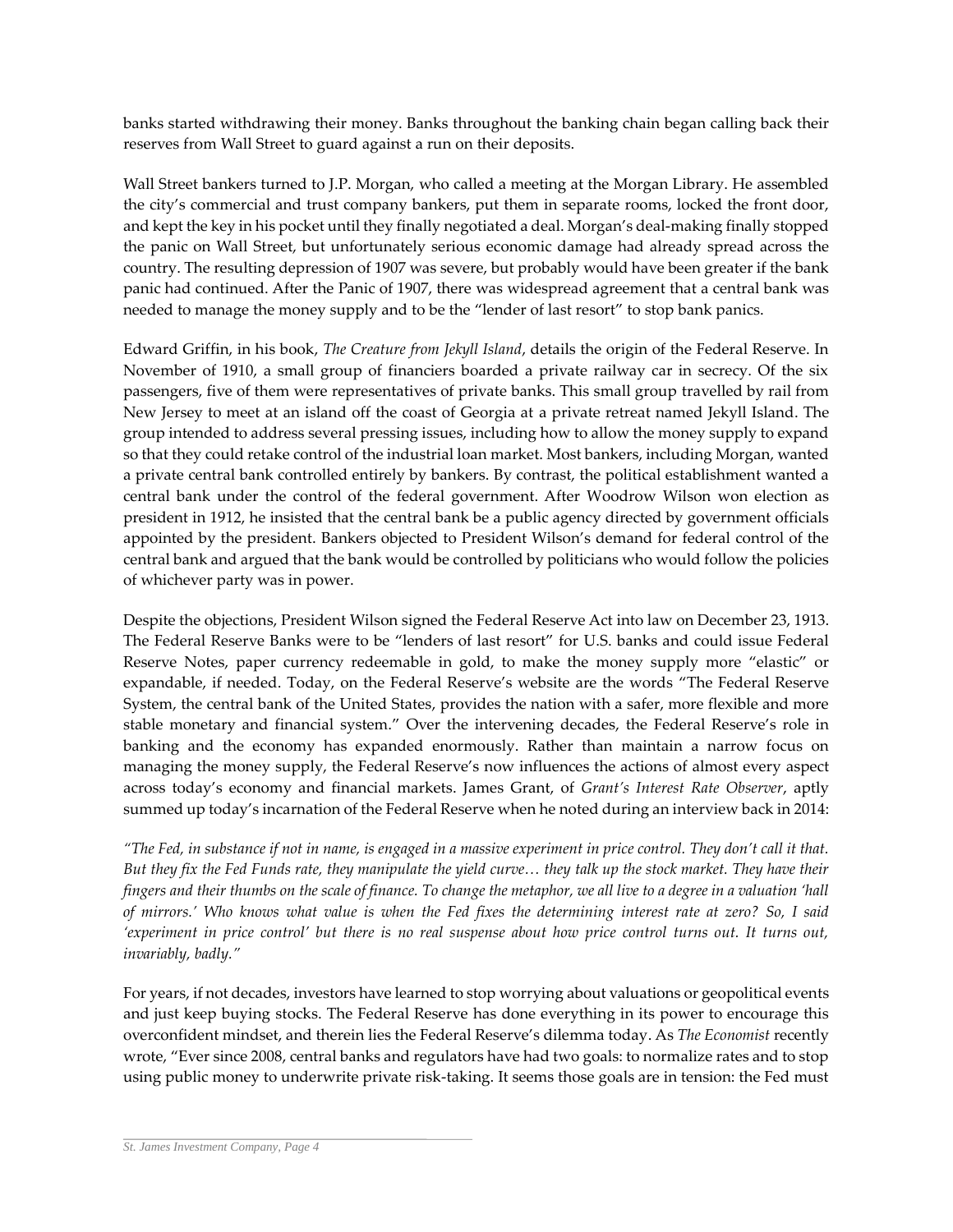banks started withdrawing their money. Banks throughout the banking chain began calling back their reserves from Wall Street to guard against a run on their deposits.

Wall Street bankers turned to J.P. Morgan, who called a meeting at the Morgan Library. He assembled the city's commercial and trust company bankers, put them in separate rooms, locked the front door, and kept the key in his pocket until they finally negotiated a deal. Morgan's deal-making finally stopped the panic on Wall Street, but unfortunately serious economic damage had already spread across the country. The resulting depression of 1907 was severe, but probably would have been greater if the bank panic had continued. After the Panic of 1907, there was widespread agreement that a central bank was needed to manage the money supply and to be the "lender of last resort" to stop bank panics.

Edward Griffin, in his book, *The Creature from Jekyll Island*, details the origin of the Federal Reserve. In November of 1910, a small group of financiers boarded a private railway car in secrecy. Of the six passengers, five of them were representatives of private banks. This small group travelled by rail from New Jersey to meet at an island off the coast of Georgia at a private retreat named Jekyll Island. The group intended to address several pressing issues, including how to allow the money supply to expand so that they could retake control of the industrial loan market. Most bankers, including Morgan, wanted a private central bank controlled entirely by bankers. By contrast, the political establishment wanted a central bank under the control of the federal government. After Woodrow Wilson won election as president in 1912, he insisted that the central bank be a public agency directed by government officials appointed by the president. Bankers objected to President Wilson's demand for federal control of the central bank and argued that the bank would be controlled by politicians who would follow the policies of whichever party was in power.

Despite the objections, President Wilson signed the Federal Reserve Act into law on December 23, 1913. The Federal Reserve Banks were to be "lenders of last resort" for U.S. banks and could issue Federal Reserve Notes, paper currency redeemable in gold, to make the money supply more "elastic" or expandable, if needed. Today, on the Federal Reserve's website are the words "The Federal Reserve System, the central bank of the United States, provides the nation with a safer, more flexible and more stable monetary and financial system." Over the intervening decades, the Federal Reserve's role in banking and the economy has expanded enormously. Rather than maintain a narrow focus on managing the money supply, the Federal Reserve's now influences the actions of almost every aspect across today's economy and financial markets. James Grant, of *Grant's Interest Rate Observer*, aptly summed up today's incarnation of the Federal Reserve when he noted during an interview back in 2014:

*"The Fed, in substance if not in name, is engaged in a massive experiment in price control. They don't call it that. But they fix the Fed Funds rate, they manipulate the yield curve… they talk up the stock market. They have their fingers and their thumbs on the scale of finance. To change the metaphor, we all live to a degree in a valuation 'hall of mirrors.' Who knows what value is when the Fed fixes the determining interest rate at zero? So, I said 'experiment in price control' but there is no real suspense about how price control turns out. It turns out, invariably, badly."*

For years, if not decades, investors have learned to stop worrying about valuations or geopolitical events and just keep buying stocks. The Federal Reserve has done everything in its power to encourage this overconfident mindset, and therein lies the Federal Reserve's dilemma today. As *The Economist* recently wrote, "Ever since 2008, central banks and regulators have had two goals: to normalize rates and to stop using public money to underwrite private risk-taking. It seems those goals are in tension: the Fed must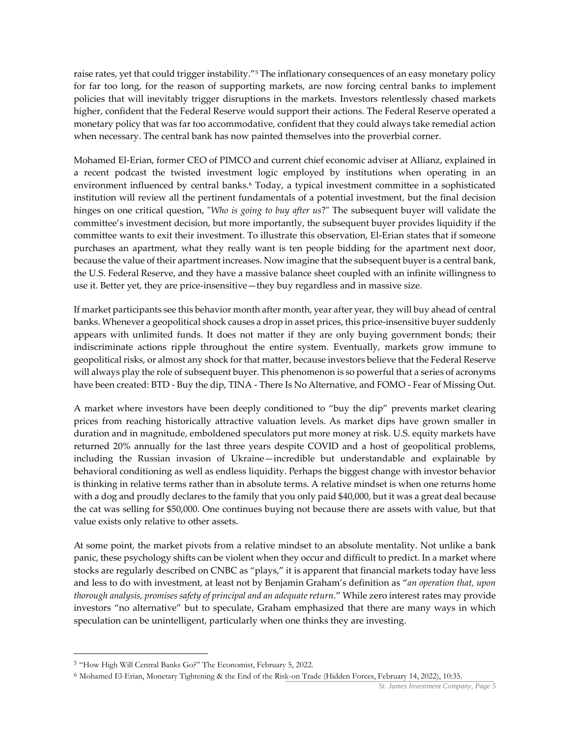raise rates, yet that could trigger instability."[5] The inflationary consequences of an easy monetary policy for far too long, for the reason of supporting markets, are now forcing central banks to implement policies that will inevitably trigger disruptions in the markets. Investors relentlessly chased markets higher, confident that the Federal Reserve would support their actions. The Federal Reserve operated a monetary policy that was far too accommodative, confident that they could always take remedial action when necessary. The central bank has now painted themselves into the proverbial corner.

Mohamed El-Erian, former CEO of PIMCO and current chief economic adviser at Allianz, explained in a recent podcast the twisted investment logic employed by institutions when operating in an environment influenced by central banks.[6] Today, a typical investment committee in a sophisticated institution will review all the pertinent fundamentals of a potential investment, but the final decision hinges on one critical question, "*Who is going to buy after us*?" The subsequent buyer will validate the committee's investment decision, but more importantly, the subsequent buyer provides liquidity if the committee wants to exit their investment. To illustrate this observation, El-Erian states that if someone purchases an apartment, what they really want is ten people bidding for the apartment next door, because the value of their apartment increases. Now imagine that the subsequent buyer is a central bank, the U.S. Federal Reserve, and they have a massive balance sheet coupled with an infinite willingness to use it. Better yet, they are price-insensitive—they buy regardless and in massive size.

If market participants see this behavior month after month, year after year, they will buy ahead of central banks. Whenever a geopolitical shock causes a drop in asset prices, this price-insensitive buyer suddenly appears with unlimited funds. It does not matter if they are only buying government bonds; their indiscriminate actions ripple throughout the entire system. Eventually, markets grow immune to geopolitical risks, or almost any shock for that matter, because investors believe that the Federal Reserve will always play the role of subsequent buyer. This phenomenon is so powerful that a series of acronyms have been created: BTD - Buy the dip, TINA - There Is No Alternative, and FOMO - Fear of Missing Out.

A market where investors have been deeply conditioned to "buy the dip" prevents market clearing prices from reaching historically attractive valuation levels. As market dips have grown smaller in duration and in magnitude, emboldened speculators put more money at risk. U.S. equity markets have returned 20% annually for the last three years despite COVID and a host of geopolitical problems, including the Russian invasion of Ukraine—incredible but understandable and explainable by behavioral conditioning as well as endless liquidity. Perhaps the biggest change with investor behavior is thinking in relative terms rather than in absolute terms. A relative mindset is when one returns home with a dog and proudly declares to the family that you only paid $40,000, but it was a great deal because the cat was selling for $50,000. One continues buying not because there are assets with value, but that value exists only relative to other assets.

At some point, the market pivots from a relative mindset to an absolute mentality. Not unlike a bank panic, these psychology shifts can be violent when they occur and difficult to predict. In a market where stocks are regularly described on CNBC as "plays," it is apparent that financial markets today have less and less to do with investment, at least not by Benjamin Graham's definition as "*an operation that, upon thorough analysis, promises safety of principal and an adequate return*." While zero interest rates may provide investors "no alternative" but to speculate, Graham emphasized that there are many ways in which speculation can be unintelligent, particularly when one thinks they are investing.

---

[5] "How High Will Central Banks Go?" The Economist, February 5, 2022.

[6] Mohamed El-Erian, Monetary Tightening & the End of the Risk-on Trade (Hidden Forces, February 14, 2022), 10:35.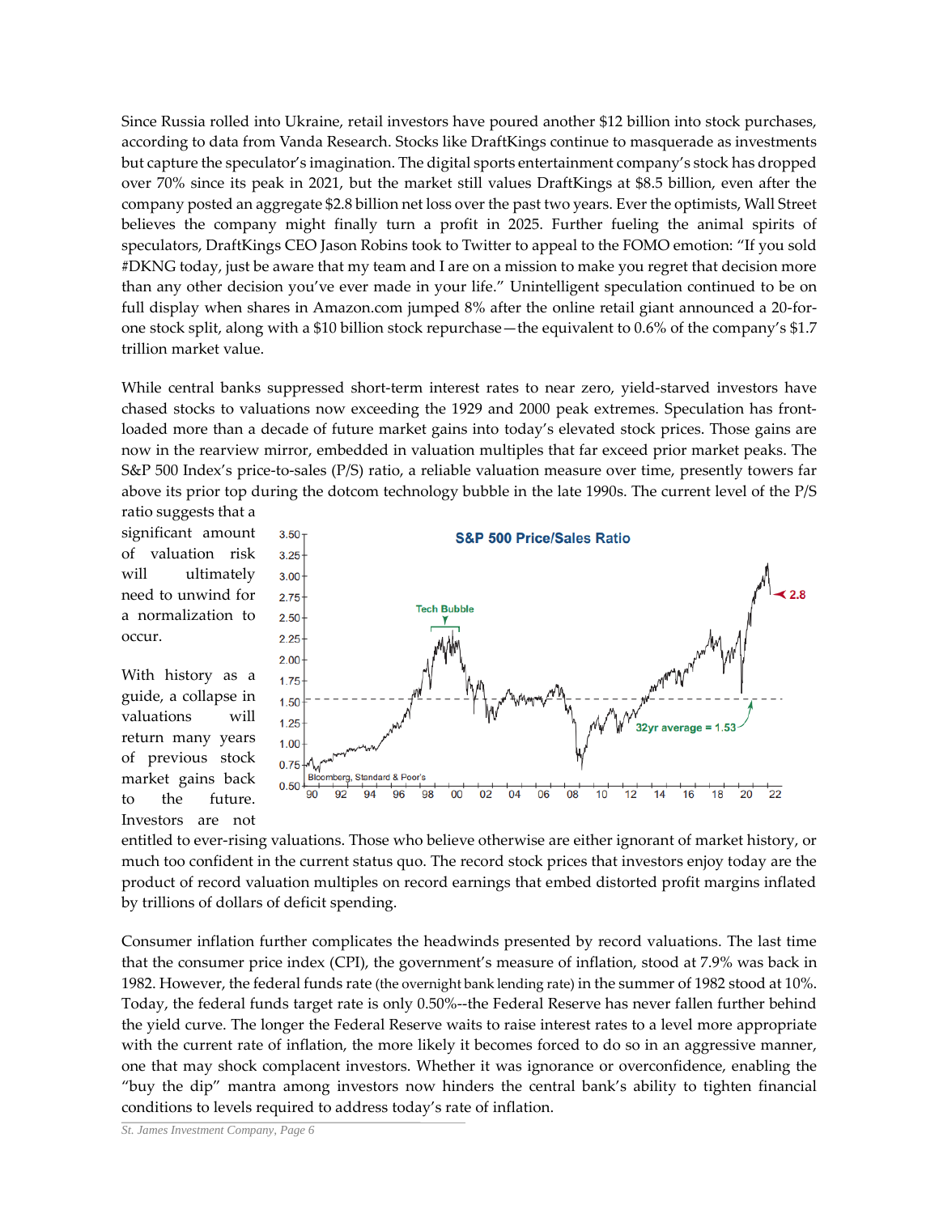Since Russia rolled into Ukraine, retail investors have poured another $12 billion into stock purchases, according to data from Vanda Research. Stocks like DraftKings continue to masquerade as investments but capture the speculator's imagination. The digital sports entertainment company's stock has dropped over 70% since its peak in 2021, but the market still values DraftKings at $8.5 billion, even after the company posted an aggregate $2.8 billion net loss over the past two years. Ever the optimists, Wall Street believes the company might finally turn a profit in 2025. Further fueling the animal spirits of speculators, DraftKings CEO Jason Robins took to Twitter to appeal to the FOMO emotion: "If you sold #DKNG today, just be aware that my team and I are on a mission to make you regret that decision more than any other decision you've ever made in your life." Unintelligent speculation continued to be on full display when shares in Amazon.com jumped 8% after the online retail giant announced a 20-for-one stock split, along with a $10 billion stock repurchase—the equivalent to 0.6% of the company's $1.7 trillion market value.

While central banks suppressed short-term interest rates to near zero, yield-starved investors have chased stocks to valuations now exceeding the 1929 and 2000 peak extremes. Speculation has front-loaded more than a decade of future market gains into today's elevated stock prices. Those gains are now in the rearview mirror, embedded in valuation multiples that far exceed prior market peaks. The S&P 500 Index's price-to-sales (P/S) ratio, a reliable valuation measure over time, presently towers far above its prior top during the dotcom technology bubble in the late 1990s. The current level of the P/S ratio suggests that a significant amount of valuation risk will ultimately need to unwind for a normalization to occur.

With history as a guide, a collapse in valuations will return many years of previous stock market gains back to the future. Investors are not entitled to ever-rising valuations. Those who believe otherwise are either ignorant of market history, or much too confident in the current status quo. The record stock prices that investors enjoy today are the product of record valuation multiples on record earnings that embed distorted profit margins inflated by trillions of dollars of deficit spending.

Consumer inflation further complicates the headwinds presented by record valuations. The last time that the consumer price index (CPI), the government's measure of inflation, stood at 7.9% was back in 1982. However, the federal funds rate (the overnight bank lending rate) in the summer of 1982 stood at 10%. Today, the federal funds target rate is only 0.50%--the Federal Reserve has never fallen further behind the yield curve. The longer the Federal Reserve waits to raise interest rates to a level more appropriate with the current rate of inflation, the more likely it becomes forced to do so in an aggressive manner, one that may shock complacent investors. Whether it was ignorance or overconfidence, enabling the "buy the dip" mantra among investors now hinders the central bank's ability to tighten financial conditions to levels required to address today's rate of inflation.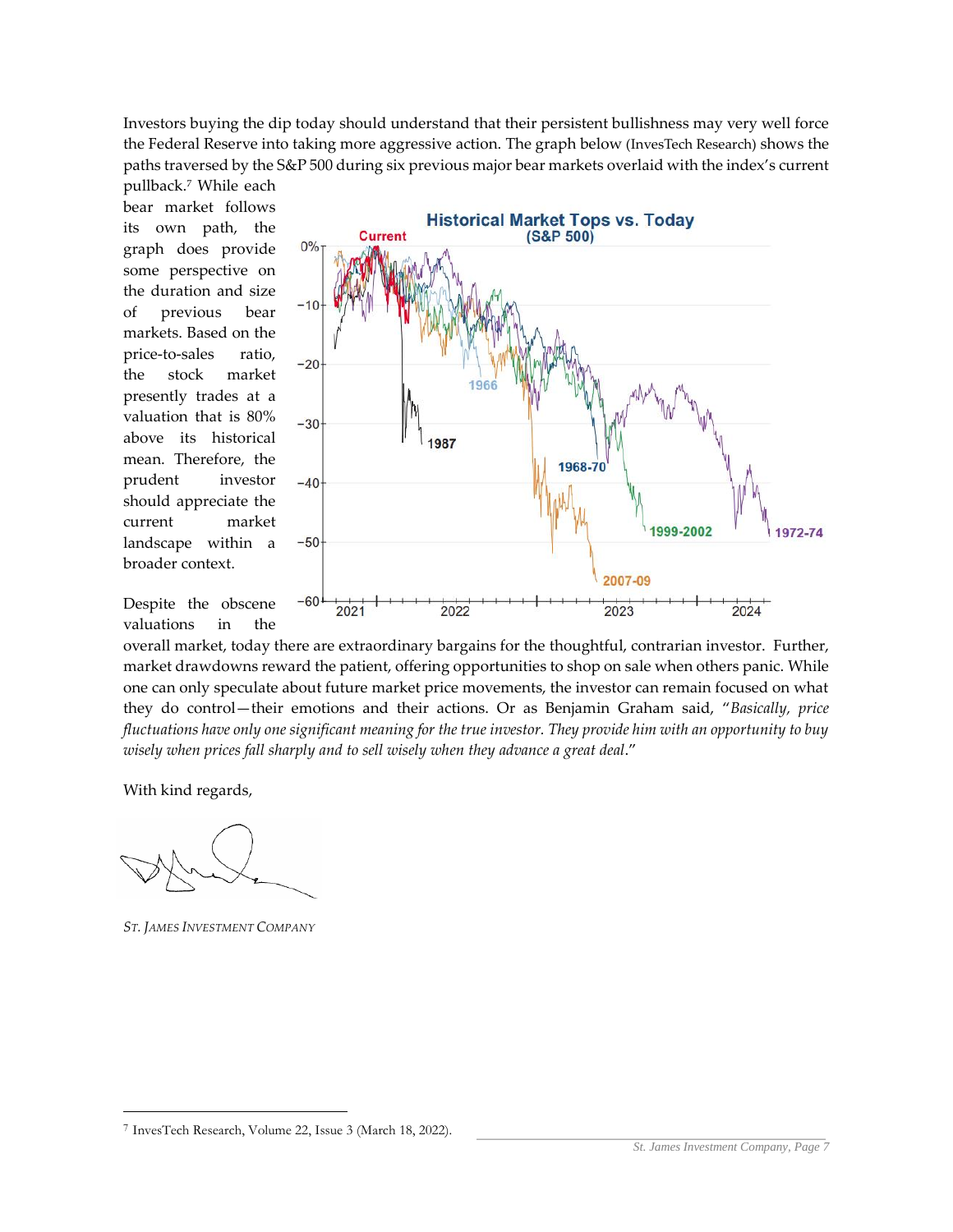Investors buying the dip today should understand that their persistent bullishness may very well force the Federal Reserve into taking more aggressive action. The graph below (InvesTech Research) shows the paths traversed by the S&P 500 during six previous major bear markets overlaid with the index's current pullback.[7] While each bear market follows its own path, the graph does provide some perspective on the duration and size of previous bear markets. Based on the price-to-sales ratio, the stock market presently trades at a valuation that is 80% above its historical mean. Therefore, the prudent investor should appreciate the current market landscape within a broader context.

Despite the obscene valuations in the overall market, today there are extraordinary bargains for the thoughtful, contrarian investor. Further, market drawdowns reward the patient, offering opportunities to shop on sale when others panic. While one can only speculate about future market price movements, the investor can remain focused on what they do control—their emotions and their actions. Or as Benjamin Graham said, "*Basically, price fluctuations have only one significant meaning for the true investor. They provide him with an opportunity to buy wisely when prices fall sharply and to sell wisely when they advance a great deal*."

With kind regards,

*ST. JAMES INVESTMENT COMPANY*

[7] InvesTech Research, Volume 22, Issue 3 (March 18, 2022).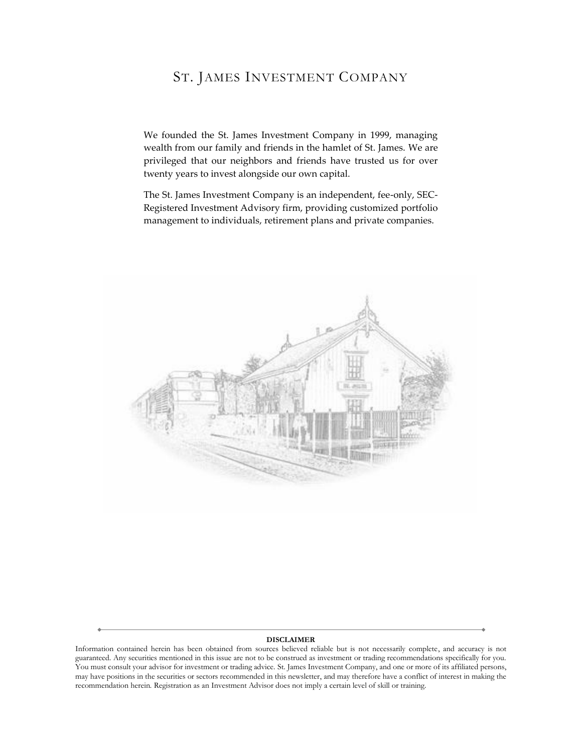# St. James Investment Company

We founded the St. James Investment Company in 1999, managing wealth from our family and friends in the hamlet of St. James. We are privileged that our neighbors and friends have trusted us for over twenty years to invest alongside our own capital.

The St. James Investment Company is an independent, fee-only, SEC-Registered Investment Advisory firm, providing customized portfolio management to individuals, retirement plans and private companies.

**DISCLAIMER**

Information contained herein has been obtained from sources believed reliable but is not necessarily complete, and accuracy is not guaranteed. Any securities mentioned in this issue are not to be construed as investment or trading recommendations specifically for you. You must consult your advisor for investment or trading advice. St. James Investment Company, and one or more of its affiliated persons, may have positions in the securities or sectors recommended in this newsletter, and may therefore have a conflict of interest in making the recommendation herein. Registration as an Investment Advisor does not imply a certain level of skill or training.